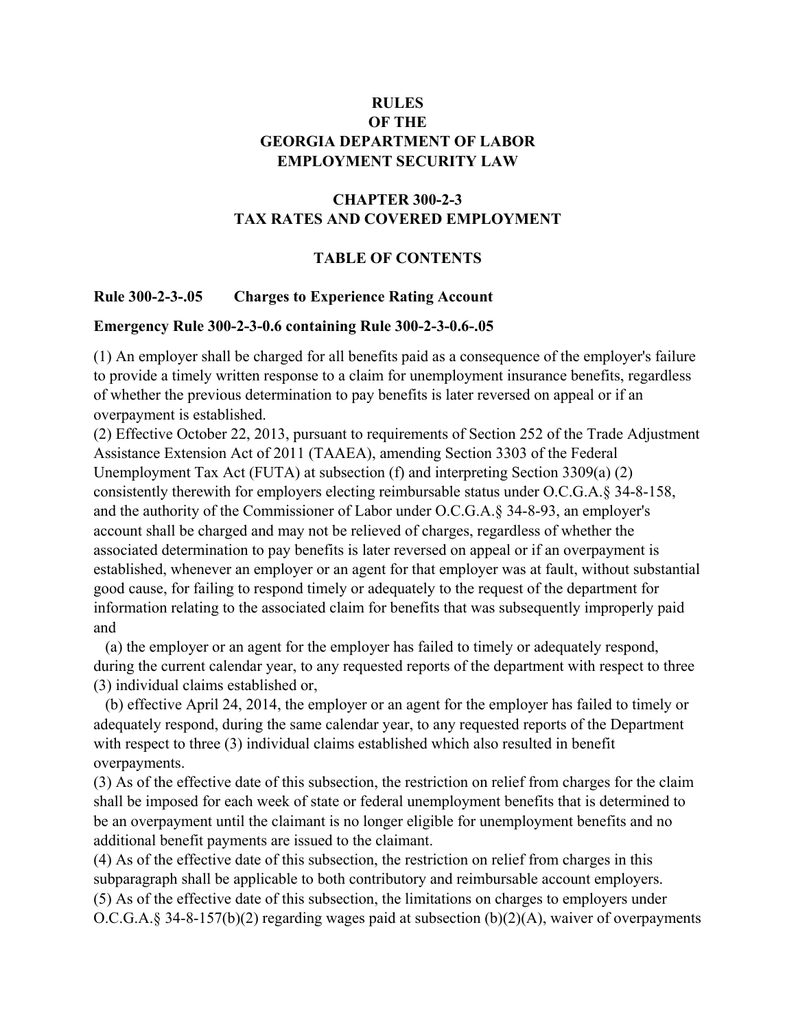# RULES
# OF THE
# GEORGIA DEPARTMENT OF LABOR
# EMPLOYMENT SECURITY LAW

## CHAPTER 300-2-3
## TAX RATES AND COVERED EMPLOYMENT

### TABLE OF CONTENTS

**Rule 300-2-3-.05 Charges to Experience Rating Account**

**Emergency Rule 300-2-3-0.6 containing Rule 300-2-3-0.6-.05**

(1) An employer shall be charged for all benefits paid as a consequence of the employer's failure to provide a timely written response to a claim for unemployment insurance benefits, regardless of whether the previous determination to pay benefits is later reversed on appeal or if an overpayment is established.

(2) Effective October 22, 2013, pursuant to requirements of Section 252 of the Trade Adjustment Assistance Extension Act of 2011 (TAAEA), amending Section 3303 of the Federal Unemployment Tax Act (FUTA) at subsection (f) and interpreting Section 3309(a) (2) consistently therewith for employers electing reimbursable status under O.C.G.A.§ 34-8-158, and the authority of the Commissioner of Labor under O.C.G.A.§ 34-8-93, an employer's account shall be charged and may not be relieved of charges, regardless of whether the associated determination to pay benefits is later reversed on appeal or if an overpayment is established, whenever an employer or an agent for that employer was at fault, without substantial good cause, for failing to respond timely or adequately to the request of the department for information relating to the associated claim for benefits that was subsequently improperly paid and

(a) the employer or an agent for the employer has failed to timely or adequately respond, during the current calendar year, to any requested reports of the department with respect to three (3) individual claims established or,

(b) effective April 24, 2014, the employer or an agent for the employer has failed to timely or adequately respond, during the same calendar year, to any requested reports of the Department with respect to three (3) individual claims established which also resulted in benefit overpayments.

(3) As of the effective date of this subsection, the restriction on relief from charges for the claim shall be imposed for each week of state or federal unemployment benefits that is determined to be an overpayment until the claimant is no longer eligible for unemployment benefits and no additional benefit payments are issued to the claimant.

(4) As of the effective date of this subsection, the restriction on relief from charges in this subparagraph shall be applicable to both contributory and reimbursable account employers.

(5) As of the effective date of this subsection, the limitations on charges to employers under O.C.G.A.§ 34-8-157(b)(2) regarding wages paid at subsection (b)(2)(A), waiver of overpayments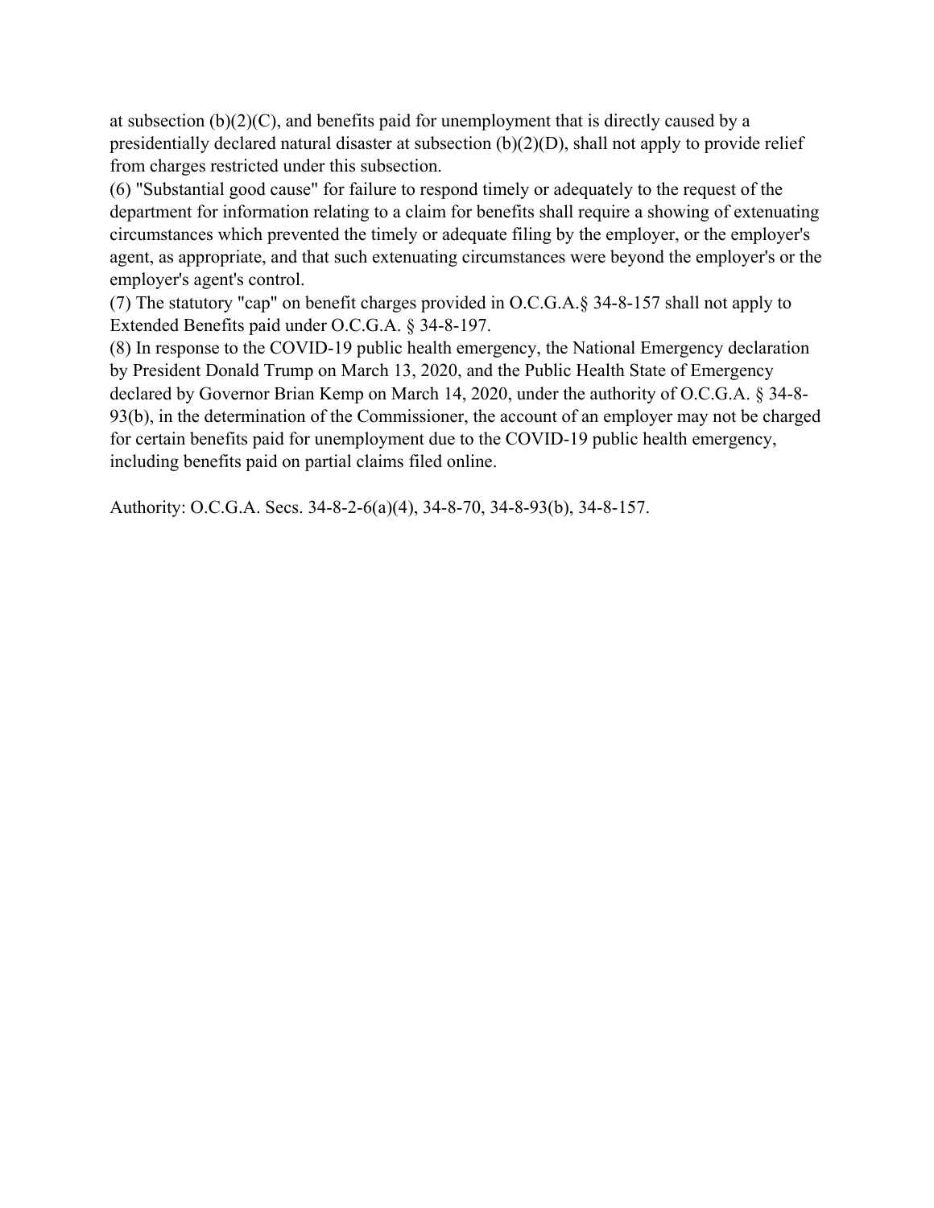at subsection (b)(2)(C), and benefits paid for unemployment that is directly caused by a presidentially declared natural disaster at subsection (b)(2)(D), shall not apply to provide relief from charges restricted under this subsection.

(6) "Substantial good cause" for failure to respond timely or adequately to the request of the department for information relating to a claim for benefits shall require a showing of extenuating circumstances which prevented the timely or adequate filing by the employer, or the employer's agent, as appropriate, and that such extenuating circumstances were beyond the employer's or the employer's agent's control.

(7) The statutory "cap" on benefit charges provided in O.C.G.A.§ 34-8-157 shall not apply to Extended Benefits paid under O.C.G.A. § 34-8-197.

(8) In response to the COVID-19 public health emergency, the National Emergency declaration by President Donald Trump on March 13, 2020, and the Public Health State of Emergency declared by Governor Brian Kemp on March 14, 2020, under the authority of O.C.G.A. § 34-8-93(b), in the determination of the Commissioner, the account of an employer may not be charged for certain benefits paid for unemployment due to the COVID-19 public health emergency, including benefits paid on partial claims filed online.

Authority: O.C.G.A. Secs. 34-8-2-6(a)(4), 34-8-70, 34-8-93(b), 34-8-157.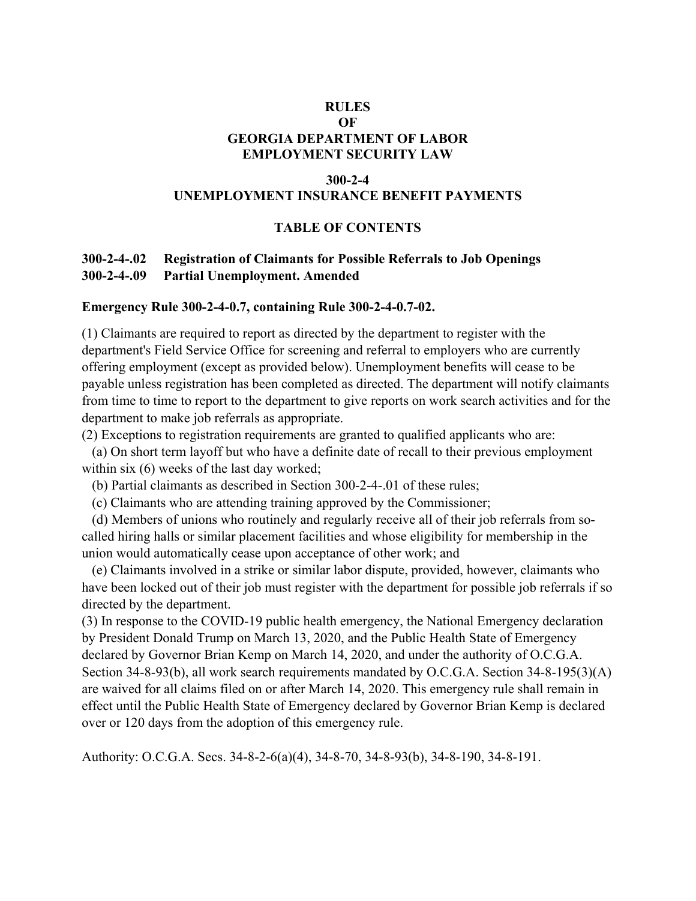**RULES**
**OF**
**GEORGIA DEPARTMENT OF LABOR**
**EMPLOYMENT SECURITY LAW**

**300-2-4**
**UNEMPLOYMENT INSURANCE BENEFIT PAYMENTS**

**TABLE OF CONTENTS**

**300-2-4-.02 Registration of Claimants for Possible Referrals to Job Openings**
**300-2-4-.09 Partial Unemployment. Amended**

**Emergency Rule 300-2-4-0.7, containing Rule 300-2-4-0.7-02.**

(1) Claimants are required to report as directed by the department to register with the department's Field Service Office for screening and referral to employers who are currently offering employment (except as provided below). Unemployment benefits will cease to be payable unless registration has been completed as directed. The department will notify claimants from time to time to report to the department to give reports on work search activities and for the department to make job referrals as appropriate.

(2) Exceptions to registration requirements are granted to qualified applicants who are:

(a) On short term layoff but who have a definite date of recall to their previous employment within six (6) weeks of the last day worked;

(b) Partial claimants as described in Section 300-2-4-.01 of these rules;

(c) Claimants who are attending training approved by the Commissioner;

(d) Members of unions who routinely and regularly receive all of their job referrals from so-called hiring halls or similar placement facilities and whose eligibility for membership in the union would automatically cease upon acceptance of other work; and

(e) Claimants involved in a strike or similar labor dispute, provided, however, claimants who have been locked out of their job must register with the department for possible job referrals if so directed by the department.

(3) In response to the COVID-19 public health emergency, the National Emergency declaration by President Donald Trump on March 13, 2020, and the Public Health State of Emergency declared by Governor Brian Kemp on March 14, 2020, and under the authority of O.C.G.A. Section 34-8-93(b), all work search requirements mandated by O.C.G.A. Section 34-8-195(3)(A) are waived for all claims filed on or after March 14, 2020. This emergency rule shall remain in effect until the Public Health State of Emergency declared by Governor Brian Kemp is declared over or 120 days from the adoption of this emergency rule.

Authority: O.C.G.A. Secs. 34-8-2-6(a)(4), 34-8-70, 34-8-93(b), 34-8-190, 34-8-191.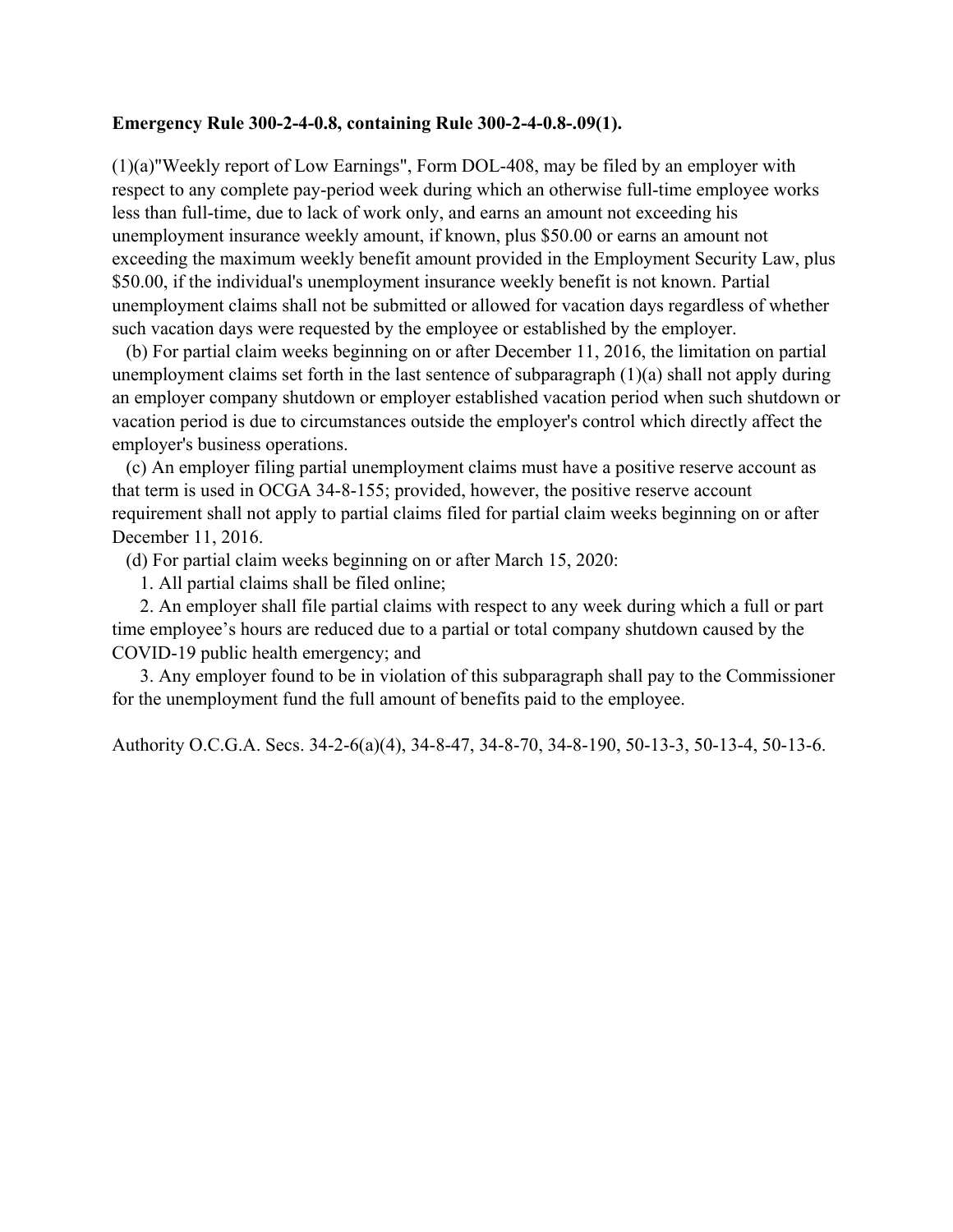**Emergency Rule 300-2-4-0.8, containing Rule 300-2-4-0.8-.09(1).**

(1)(a)"Weekly report of Low Earnings", Form DOL-408, may be filed by an employer with respect to any complete pay-period week during which an otherwise full-time employee works less than full-time, due to lack of work only, and earns an amount not exceeding his unemployment insurance weekly amount, if known, plus $50.00 or earns an amount not exceeding the maximum weekly benefit amount provided in the Employment Security Law, plus $50.00, if the individual's unemployment insurance weekly benefit is not known. Partial unemployment claims shall not be submitted or allowed for vacation days regardless of whether such vacation days were requested by the employee or established by the employer.

(b) For partial claim weeks beginning on or after December 11, 2016, the limitation on partial unemployment claims set forth in the last sentence of subparagraph (1)(a) shall not apply during an employer company shutdown or employer established vacation period when such shutdown or vacation period is due to circumstances outside the employer's control which directly affect the employer's business operations.

(c) An employer filing partial unemployment claims must have a positive reserve account as that term is used in OCGA 34-8-155; provided, however, the positive reserve account requirement shall not apply to partial claims filed for partial claim weeks beginning on or after December 11, 2016.

(d) For partial claim weeks beginning on or after March 15, 2020:

1. All partial claims shall be filed online;

2. An employer shall file partial claims with respect to any week during which a full or part time employee's hours are reduced due to a partial or total company shutdown caused by the COVID-19 public health emergency; and

3. Any employer found to be in violation of this subparagraph shall pay to the Commissioner for the unemployment fund the full amount of benefits paid to the employee.

Authority O.C.G.A. Secs. 34-2-6(a)(4), 34-8-47, 34-8-70, 34-8-190, 50-13-3, 50-13-4, 50-13-6.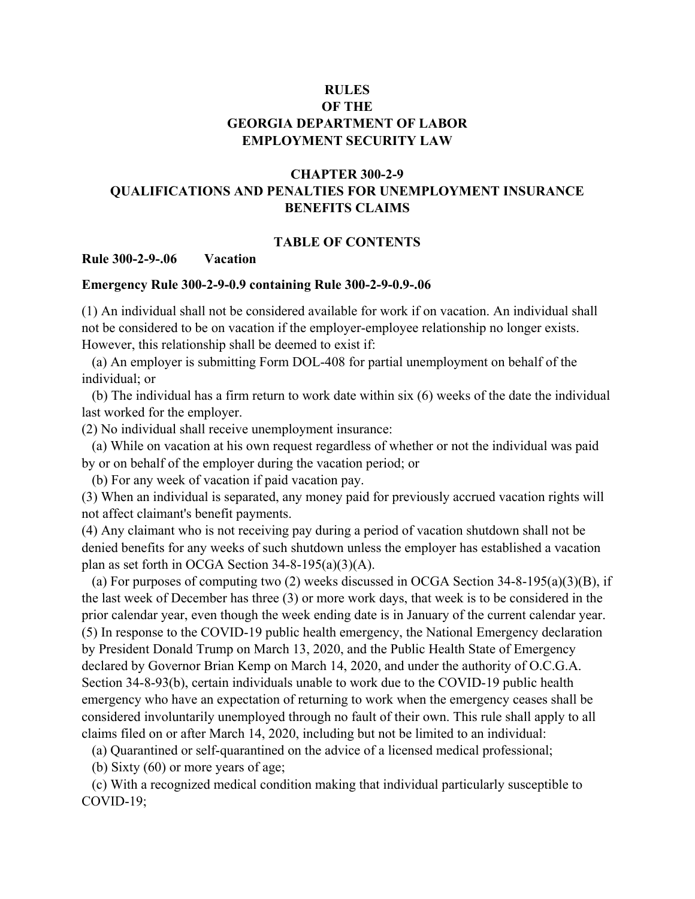**RULES**
**OF THE**
**GEORGIA DEPARTMENT OF LABOR**
**EMPLOYMENT SECURITY LAW**

**CHAPTER 300-2-9**
**QUALIFICATIONS AND PENALTIES FOR UNEMPLOYMENT INSURANCE BENEFITS CLAIMS**

**TABLE OF CONTENTS**

**Rule 300-2-9-.06 Vacation**

**Emergency Rule 300-2-9-0.9 containing Rule 300-2-9-0.9-.06**

(1) An individual shall not be considered available for work if on vacation. An individual shall not be considered to be on vacation if the employer-employee relationship no longer exists. However, this relationship shall be deemed to exist if:

(a) An employer is submitting Form DOL-408 for partial unemployment on behalf of the individual; or

(b) The individual has a firm return to work date within six (6) weeks of the date the individual last worked for the employer.

(2) No individual shall receive unemployment insurance:

(a) While on vacation at his own request regardless of whether or not the individual was paid by or on behalf of the employer during the vacation period; or

(b) For any week of vacation if paid vacation pay.

(3) When an individual is separated, any money paid for previously accrued vacation rights will not affect claimant's benefit payments.

(4) Any claimant who is not receiving pay during a period of vacation shutdown shall not be denied benefits for any weeks of such shutdown unless the employer has established a vacation plan as set forth in OCGA Section 34-8-195(a)(3)(A).

(a) For purposes of computing two (2) weeks discussed in OCGA Section 34-8-195(a)(3)(B), if the last week of December has three (3) or more work days, that week is to be considered in the prior calendar year, even though the week ending date is in January of the current calendar year.

(5) In response to the COVID-19 public health emergency, the National Emergency declaration by President Donald Trump on March 13, 2020, and the Public Health State of Emergency declared by Governor Brian Kemp on March 14, 2020, and under the authority of O.C.G.A. Section 34-8-93(b), certain individuals unable to work due to the COVID-19 public health emergency who have an expectation of returning to work when the emergency ceases shall be considered involuntarily unemployed through no fault of their own. This rule shall apply to all claims filed on or after March 14, 2020, including but not be limited to an individual:

(a) Quarantined or self-quarantined on the advice of a licensed medical professional;

(b) Sixty (60) or more years of age;

(c) With a recognized medical condition making that individual particularly susceptible to COVID-19;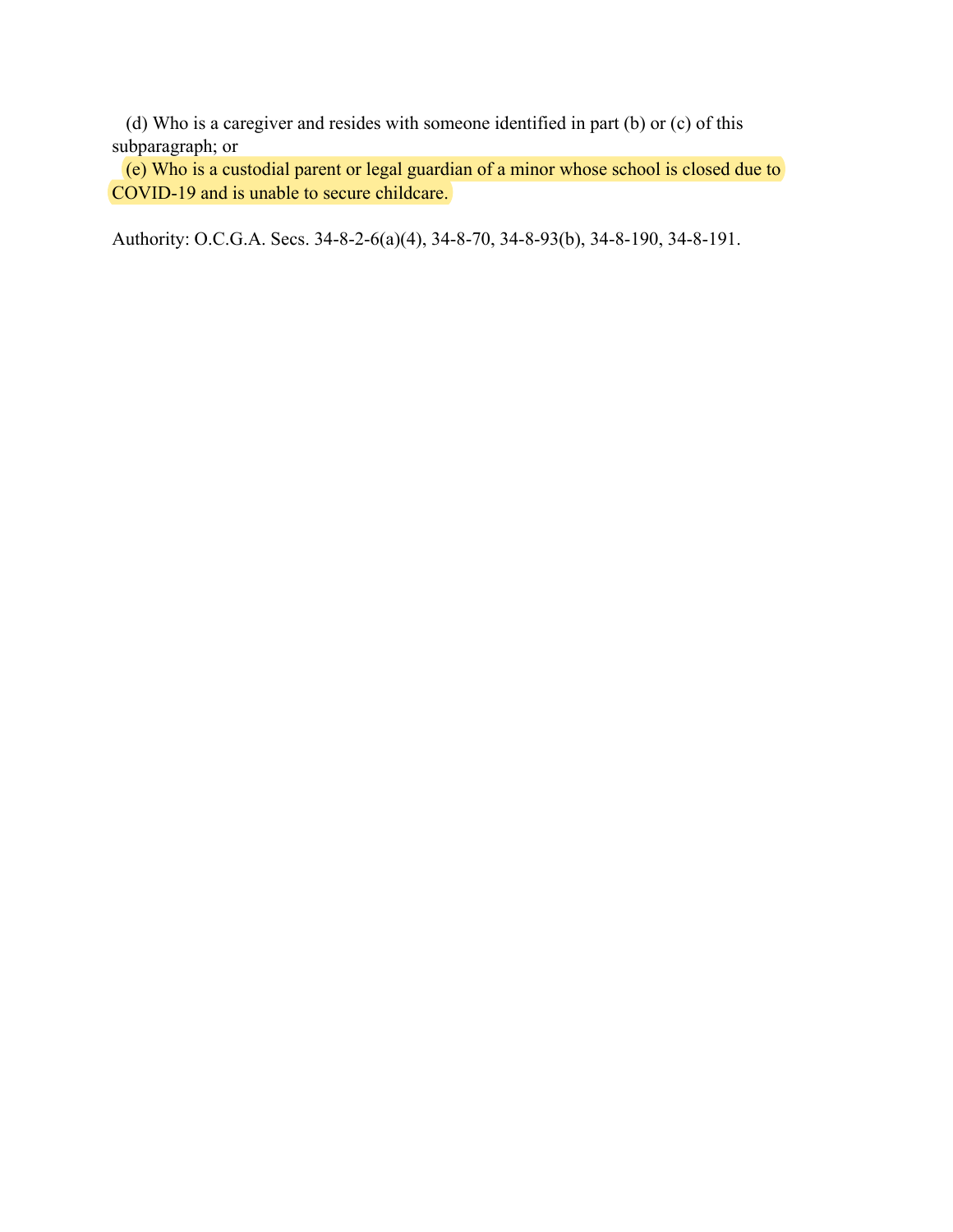(d) Who is a caregiver and resides with someone identified in part (b) or (c) of this subparagraph; or

(e) Who is a custodial parent or legal guardian of a minor whose school is closed due to COVID-19 and is unable to secure childcare.

Authority: O.C.G.A. Secs. 34-8-2-6(a)(4), 34-8-70, 34-8-93(b), 34-8-190, 34-8-191.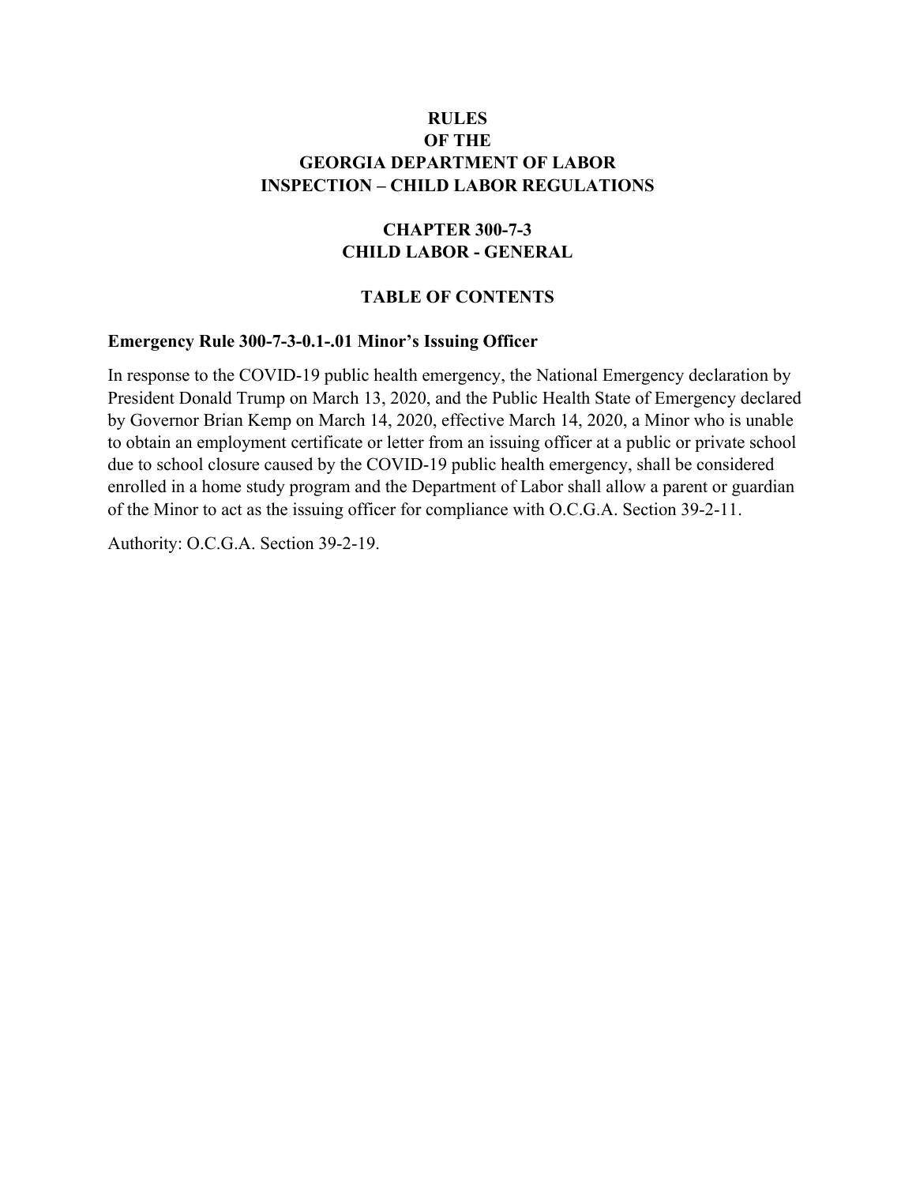# RULES
# OF THE
# GEORGIA DEPARTMENT OF LABOR
# INSPECTION – CHILD LABOR REGULATIONS

## CHAPTER 300-7-3
## CHILD LABOR - GENERAL

## TABLE OF CONTENTS

**Emergency Rule 300-7-3-0.1-.01 Minor's Issuing Officer**

In response to the COVID-19 public health emergency, the National Emergency declaration by President Donald Trump on March 13, 2020, and the Public Health State of Emergency declared by Governor Brian Kemp on March 14, 2020, effective March 14, 2020, a Minor who is unable to obtain an employment certificate or letter from an issuing officer at a public or private school due to school closure caused by the COVID-19 public health emergency, shall be considered enrolled in a home study program and the Department of Labor shall allow a parent or guardian of the Minor to act as the issuing officer for compliance with O.C.G.A. Section 39-2-11.

Authority: O.C.G.A. Section 39-2-19.